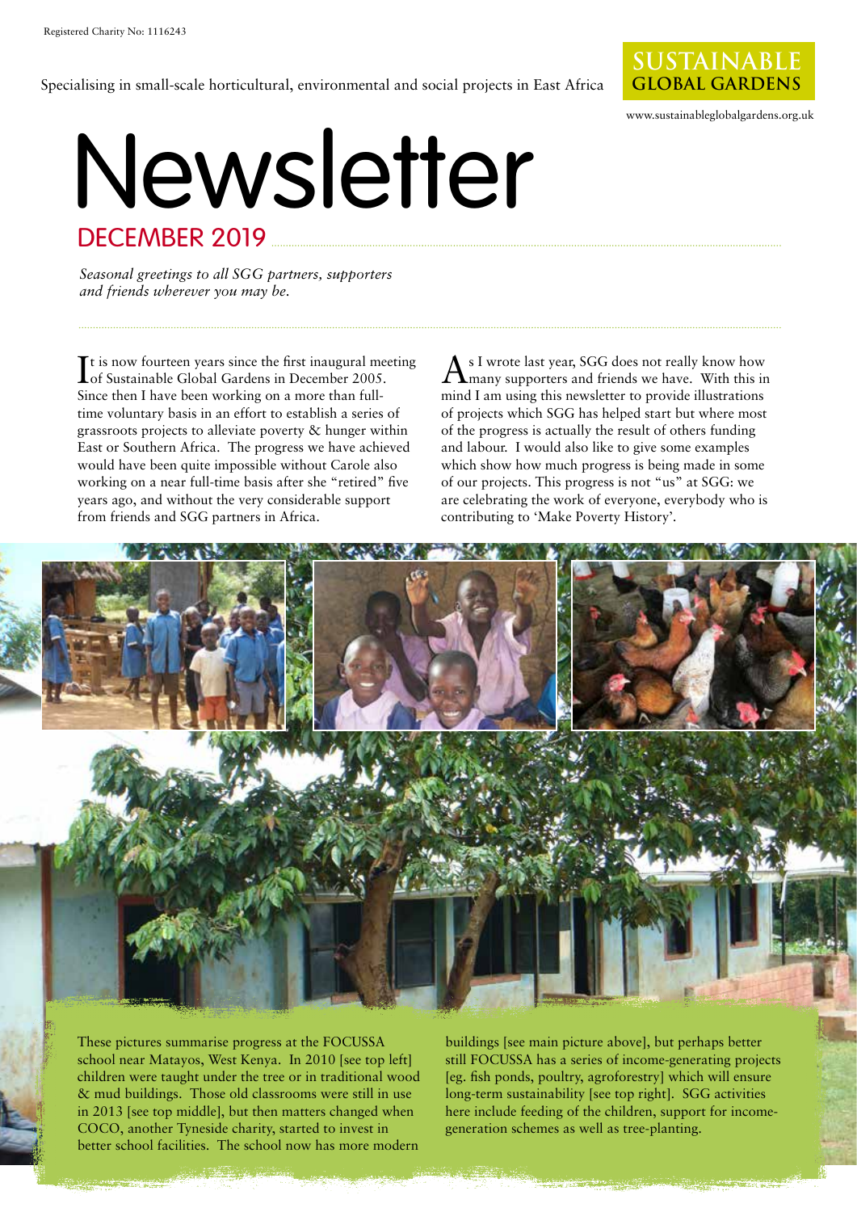Registered Charity No: 1116243

Specialising in small-scale horticultural, environmental and social projects in East Africa

**SUSTAINABLE GLOBAL GARDENS**

www.sustainableglobalgardens.org.uk

# Newsletter

## DECEMBER 2019

*Seasonal greetings to all SGG partners, supporters and friends wherever you may be.*

It is now fourteen years since the first inaugural meeting of Sustainable Global Gardens in December 2005. Since then I have been working on a more than full-time voluntary basis in an effort to establish a series of grassroots projects to alleviate poverty & hunger within East or Southern Africa. The progress we have achieved would have been quite impossible without Carole also working on a near full-time basis after she "retired" five years ago, and without the very considerable support from friends and SGG partners in Africa.

As I wrote last year, SGG does not really know how many supporters and friends we have. With this in mind I am using this newsletter to provide illustrations of projects which SGG has helped start but where most of the progress is actually the result of others funding and labour. I would also like to give some examples which show how much progress is being made in some of our projects. This progress is not "us" at SGG: we are celebrating the work of everyone, everybody who is contributing to 'Make Poverty History'.

These pictures summarise progress at the FOCUSSA school near Matayos, West Kenya. In 2010 [see top left] children were taught under the tree or in traditional wood & mud buildings. Those old classrooms were still in use in 2013 [see top middle], but then matters changed when COCO, another Tyneside charity, started to invest in better school facilities. The school now has more modern buildings [see main picture above], but perhaps better still FOCUSSA has a series of income-generating projects [eg. fish ponds, poultry, agroforestry] which will ensure long-term sustainability [see top right]. SGG activities here include feeding of the children, support for income-generation schemes as well as tree-planting.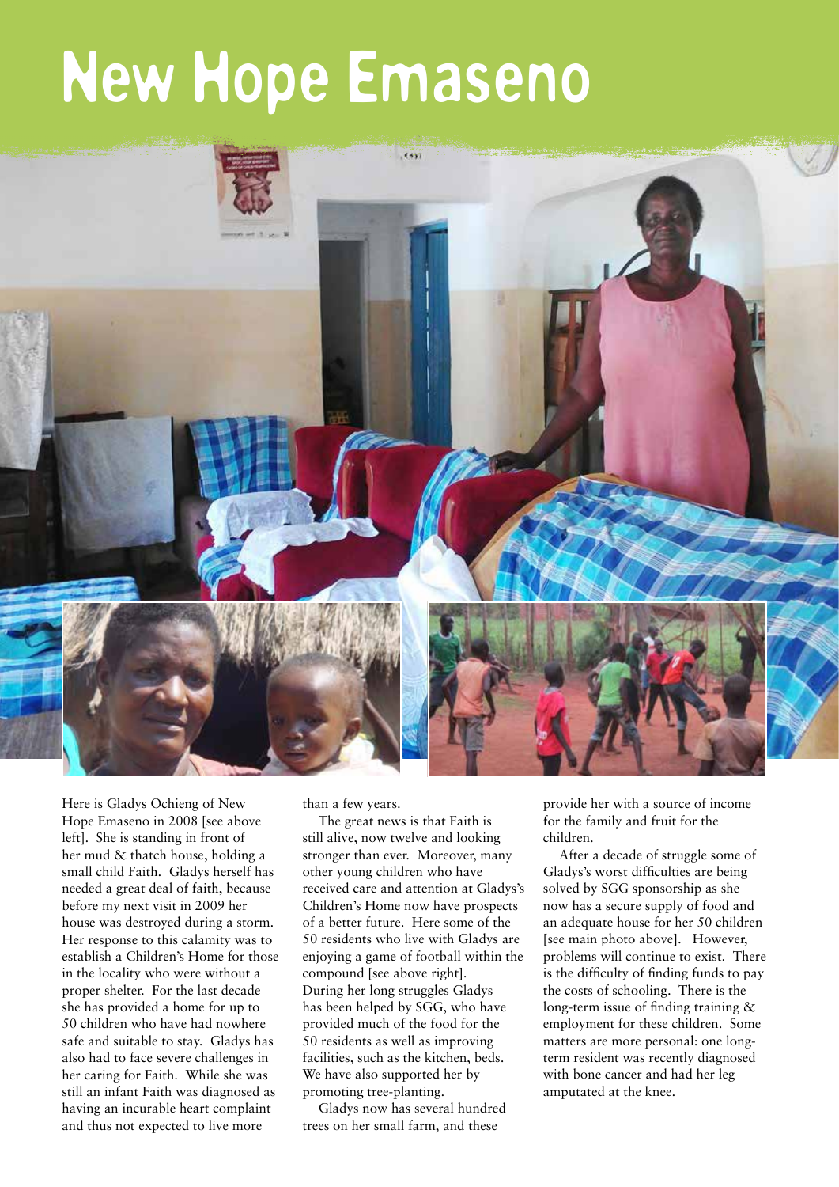# New Hope Emaseno

Here is Gladys Ochieng of New Hope Emaseno in 2008 [see above left]. She is standing in front of her mud & thatch house, holding a small child Faith. Gladys herself has needed a great deal of faith, because before my next visit in 2009 her house was destroyed during a storm. Her response to this calamity was to establish a Children's Home for those in the locality who were without a proper shelter. For the last decade she has provided a home for up to 50 children who have had nowhere safe and suitable to stay. Gladys has also had to face severe challenges in her caring for Faith. While she was still an infant Faith was diagnosed as having an incurable heart complaint and thus not expected to live more than a few years.

The great news is that Faith is still alive, now twelve and looking stronger than ever. Moreover, many other young children who have received care and attention at Gladys's Children's Home now have prospects of a better future. Here some of the 50 residents who live with Gladys are enjoying a game of football within the compound [see above right]. During her long struggles Gladys has been helped by SGG, who have provided much of the food for the 50 residents as well as improving facilities, such as the kitchen, beds. We have also supported her by promoting tree-planting.

Gladys now has several hundred trees on her small farm, and these provide her with a source of income for the family and fruit for the children.

After a decade of struggle some of Gladys's worst difficulties are being solved by SGG sponsorship as she now has a secure supply of food and an adequate house for her 50 children [see main photo above]. However, problems will continue to exist. There is the difficulty of finding funds to pay the costs of schooling. There is the long-term issue of finding training & employment for these children. Some matters are more personal: one long-term resident was recently diagnosed with bone cancer and had her leg amputated at the knee.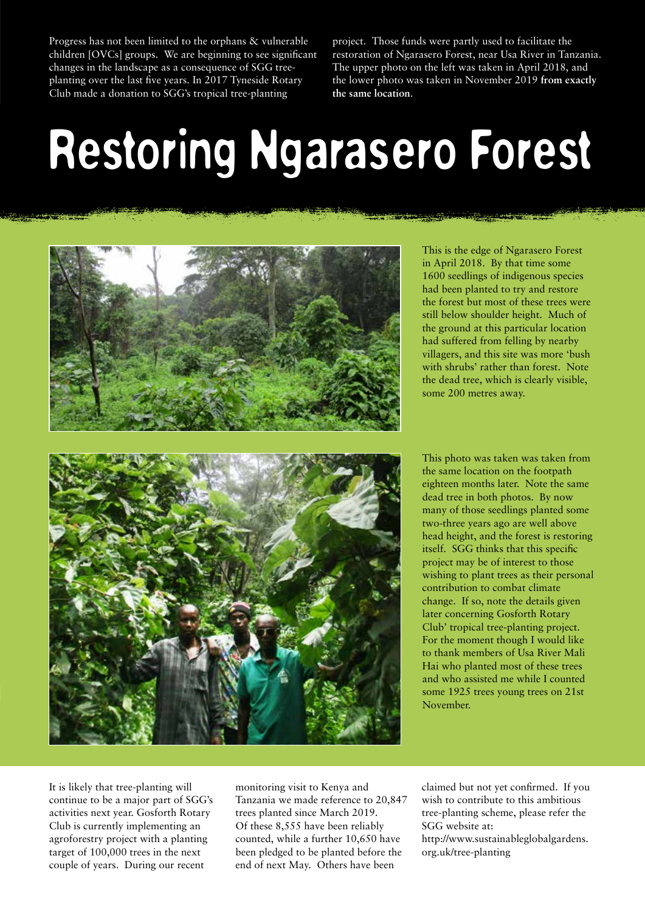Progress has not been limited to the orphans & vulnerable children [OVCs] groups. We are beginning to see significant changes in the landscape as a consequence of SGG tree-planting over the last five years. In 2017 Tyneside Rotary Club made a donation to SGG's tropical tree-planting project. Those funds were partly used to facilitate the restoration of Ngarasero Forest, near Usa River in Tanzania. The upper photo on the left was taken in April 2018, and the lower photo was taken in November 2019 **from exactly the same location**.

# Restoring Ngarasero Forest

This is the edge of Ngarasero Forest in April 2018. By that time some 1600 seedlings of indigenous species had been planted to try and restore the forest but most of these trees were still below shoulder height. Much of the ground at this particular location had suffered from felling by nearby villagers, and this site was more 'bush with shrubs' rather than forest. Note the dead tree, which is clearly visible, some 200 metres away.

This photo was taken was taken from the same location on the footpath eighteen months later. Note the same dead tree in both photos. By now many of those seedlings planted some two-three years ago are well above head height, and the forest is restoring itself. SGG thinks that this specific project may be of interest to those wishing to plant trees as their personal contribution to combat climate change. If so, note the details given later concerning Gosforth Rotary Club' tropical tree-planting project. For the moment though I would like to thank members of Usa River Mali Hai who planted most of these trees and who assisted me while I counted some 1925 trees young trees on 21st November.

It is likely that tree-planting will continue to be a major part of SGG's activities next year. Gosforth Rotary Club is currently implementing an agroforestry project with a planting target of 100,000 trees in the next couple of years. During our recent monitoring visit to Kenya and Tanzania we made reference to 20,847 trees planted since March 2019. Of these 8,555 have been reliably counted, while a further 10,650 have been pledged to be planted before the end of next May. Others have been claimed but not yet confirmed. If you wish to contribute to this ambitious tree-planting scheme, please refer the SGG website at: http://www.sustainableglobalgardens.org.uk/tree-planting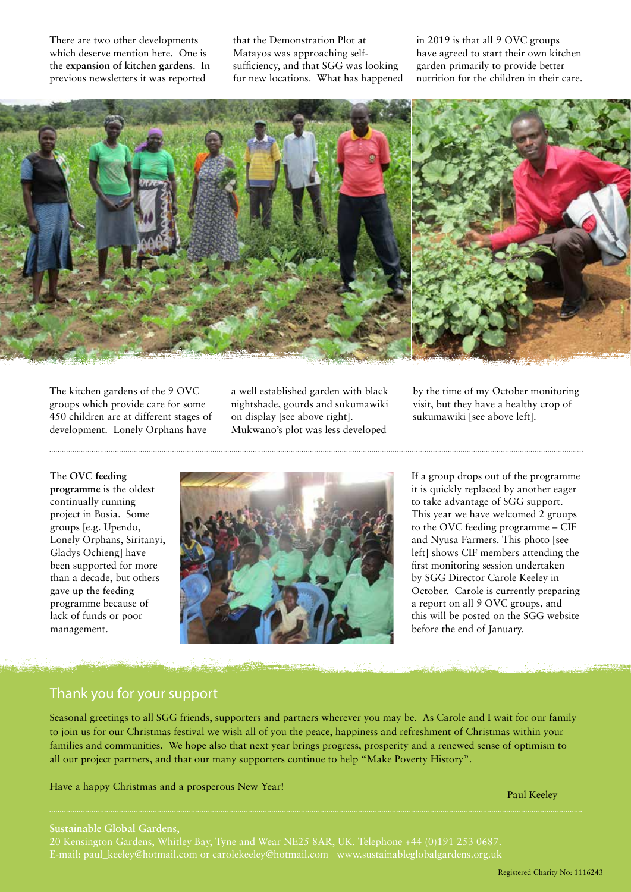There are two other developments which deserve mention here. One is the **expansion of kitchen gardens**. In previous newsletters it was reported that the Demonstration Plot at Matayos was approaching self-sufficiency, and that SGG was looking for new locations. What has happened in 2019 is that all 9 OVC groups have agreed to start their own kitchen garden primarily to provide better nutrition for the children in their care.

The kitchen gardens of the 9 OVC groups which provide care for some 450 children are at different stages of development. Lonely Orphans have a well established garden with black nightshade, gourds and sukumawiki on display [see above right]. Mukwano's plot was less developed by the time of my October monitoring visit, but they have a healthy crop of sukumawiki [see above left].

The **OVC feeding programme** is the oldest continually running project in Busia. Some groups [e.g. Upendo, Lonely Orphans, Siritanyi, Gladys Ochieng] have been supported for more than a decade, but others gave up the feeding programme because of lack of funds or poor management.

If a group drops out of the programme it is quickly replaced by another eager to take advantage of SGG support. This year we have welcomed 2 groups to the OVC feeding programme – CIF and Nyusa Farmers. This photo [see left] shows CIF members attending the first monitoring session undertaken by SGG Director Carole Keeley in October. Carole is currently preparing a report on all 9 OVC groups, and this will be posted on the SGG website before the end of January.

## Thank you for your support

Seasonal greetings to all SGG friends, supporters and partners wherever you may be. As Carole and I wait for our family to join us for our Christmas festival we wish all of you the peace, happiness and refreshment of Christmas within your families and communities. We hope also that next year brings progress, prosperity and a renewed sense of optimism to all our project partners, and that our many supporters continue to help "Make Poverty History".

Have a happy Christmas and a prosperous New Year!

Paul Keeley

**Sustainable Global Gardens,**
20 Kensington Gardens, Whitley Bay, Tyne and Wear NE25 8AR, UK. Telephone +44 (0)191 253 0687.
E-mail: paul_keeley@hotmail.com or carolekeeley@hotmail.com www.sustainableglobalgardens.org.uk

Registered Charity No: 1116243